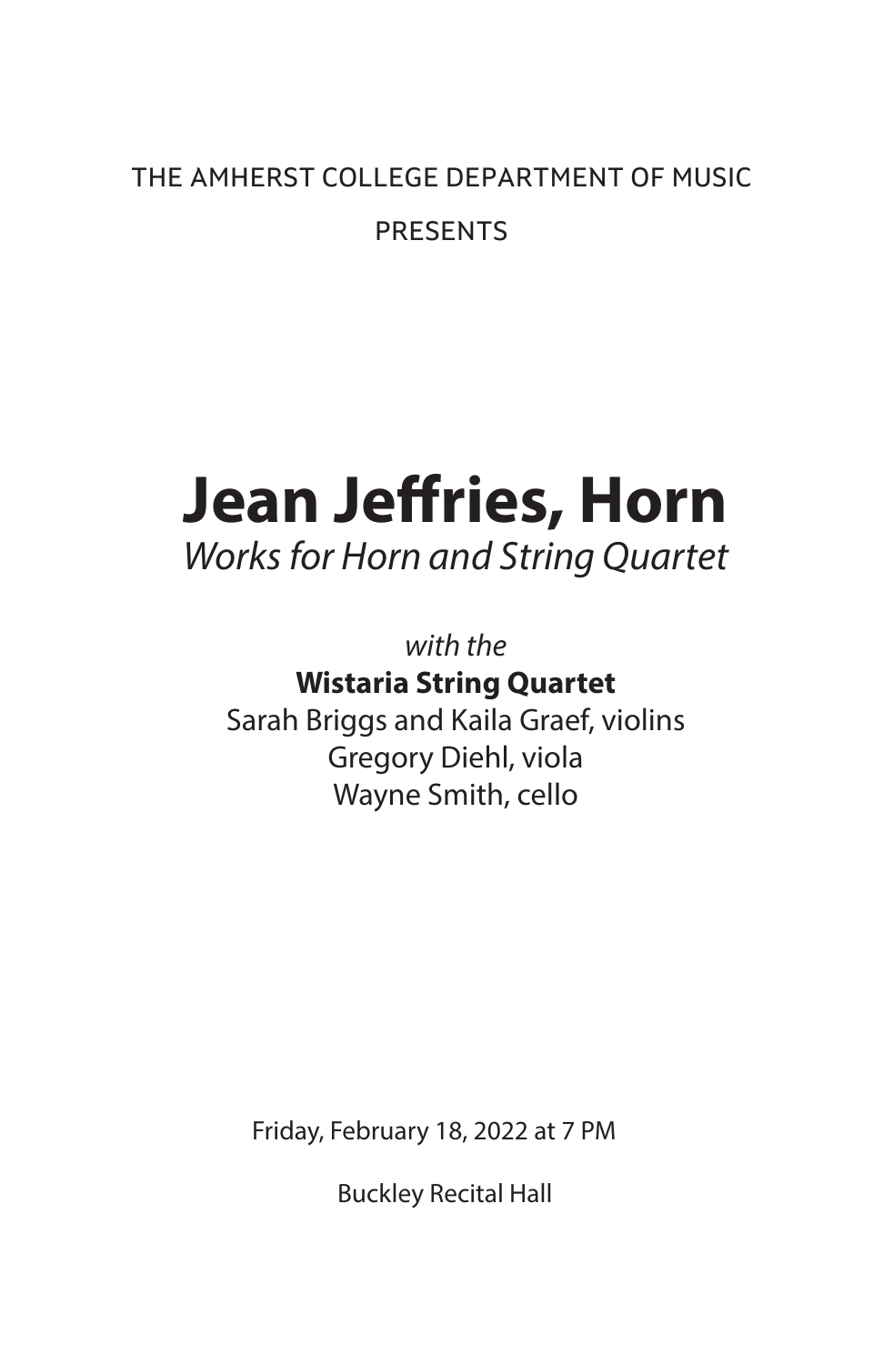THE AMHERST COLLEGE DEPARTMENT OF MUSIC

PRESENTS

# Jean Jeffries, Horn

*Works for Horn and String Quartet*

*with the*

**Wistaria String Quartet**

Sarah Briggs and Kaila Graef, violins
Gregory Diehl, viola
Wayne Smith, cello

Friday, February 18, 2022 at 7 PM

Buckley Recital Hall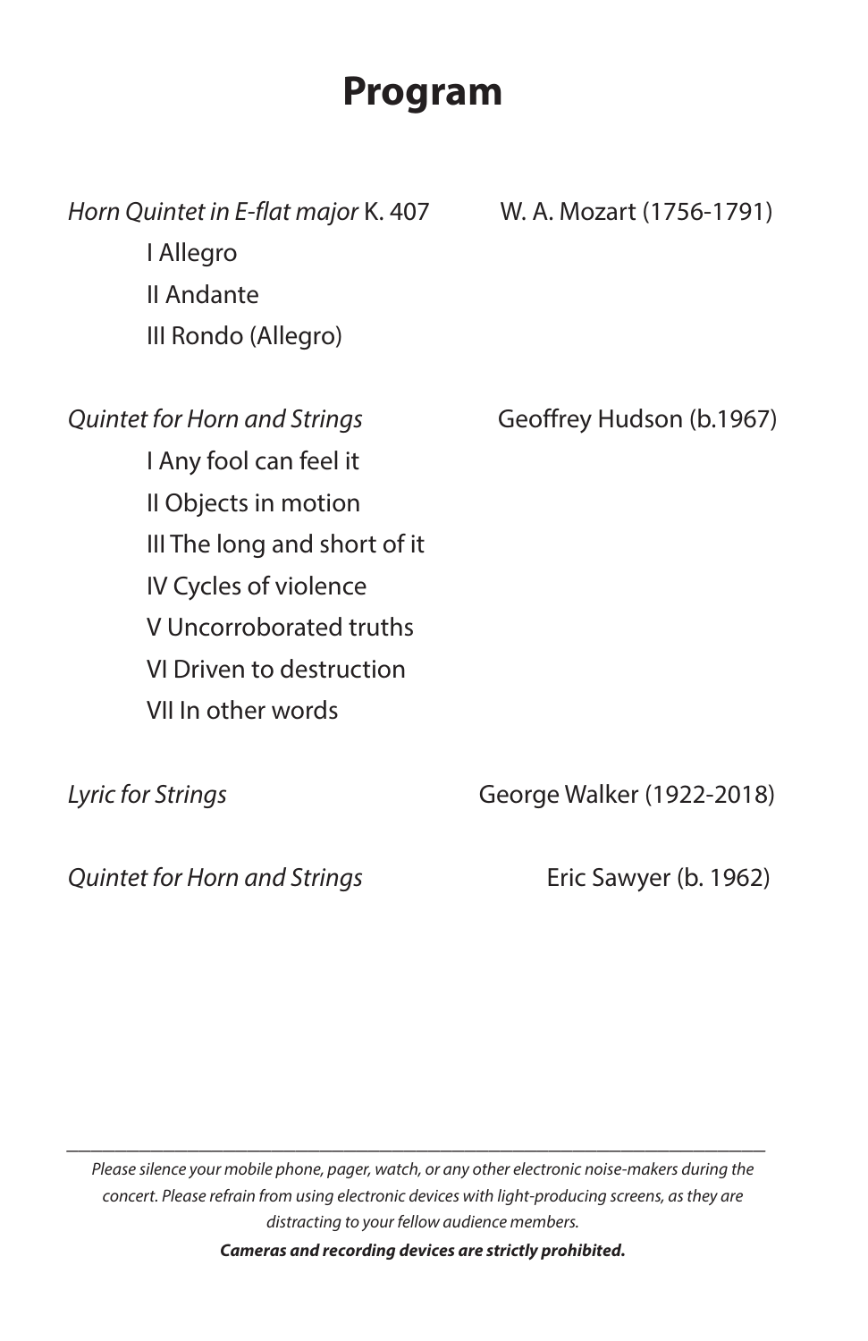# Program

*Horn Quintet in E-flat major* K. 407 — W. A. Mozart (1756-1791)

- I Allegro
- II Andante
- III Rondo (Allegro)

*Quintet for Horn and Strings* — Geoffrey Hudson (b.1967)

- I Any fool can feel it
- II Objects in motion
- III The long and short of it
- IV Cycles of violence
- V Uncorroborated truths
- VI Driven to destruction
- VII In other words

*Lyric for Strings* — George Walker (1922-2018)

*Quintet for Horn and Strings* — Eric Sawyer (b. 1962)

---

*Please silence your mobile phone, pager, watch, or any other electronic noise-makers during the concert. Please refrain from using electronic devices with light-producing screens, as they are distracting to your fellow audience members.*

***Cameras and recording devices are strictly prohibited.***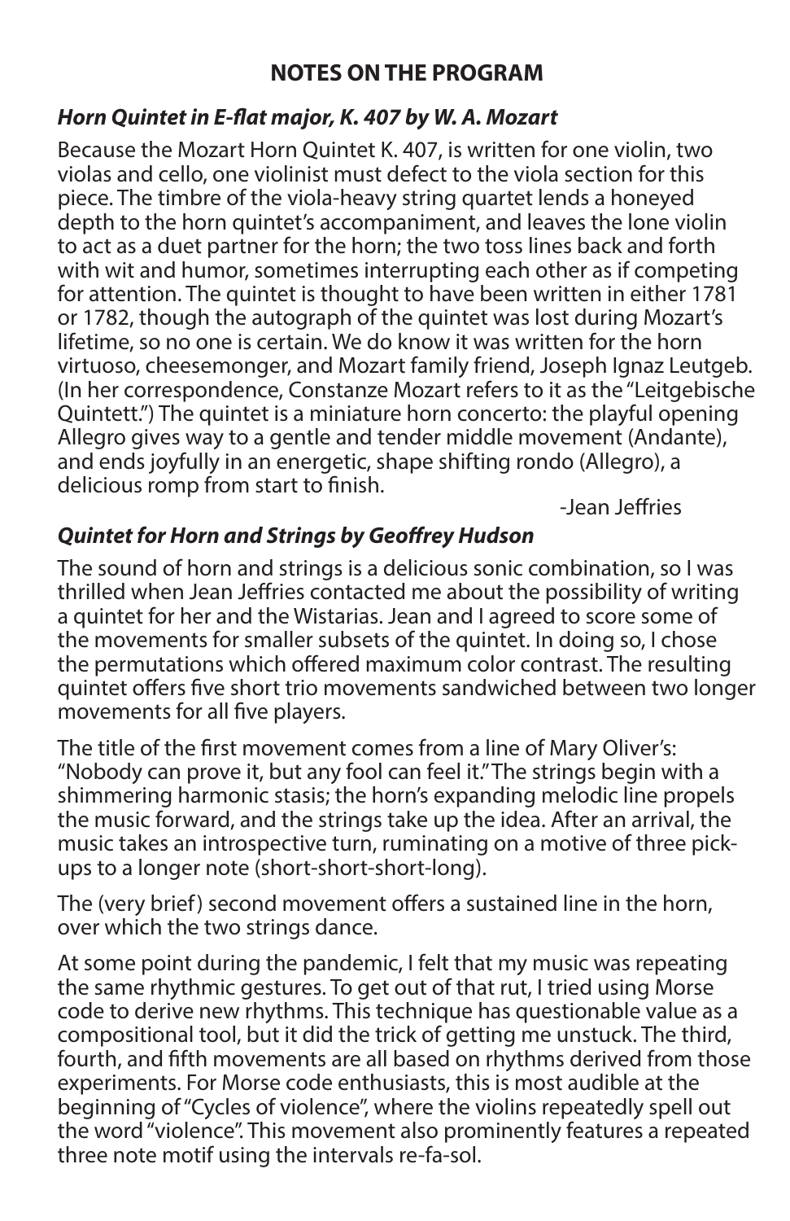## NOTES ON THE PROGRAM

### *Horn Quintet in E-flat major, K. 407 by W. A. Mozart*

Because the Mozart Horn Quintet K. 407, is written for one violin, two violas and cello, one violinist must defect to the viola section for this piece. The timbre of the viola-heavy string quartet lends a honeyed depth to the horn quintet's accompaniment, and leaves the lone violin to act as a duet partner for the horn; the two toss lines back and forth with wit and humor, sometimes interrupting each other as if competing for attention. The quintet is thought to have been written in either 1781 or 1782, though the autograph of the quintet was lost during Mozart's lifetime, so no one is certain. We do know it was written for the horn virtuoso, cheesemonger, and Mozart family friend, Joseph Ignaz Leutgeb. (In her correspondence, Constanze Mozart refers to it as the "Leitgebische Quintett.") The quintet is a miniature horn concerto: the playful opening Allegro gives way to a gentle and tender middle movement (Andante), and ends joyfully in an energetic, shape shifting rondo (Allegro), a delicious romp from start to finish.

-Jean Jeffries

### *Quintet for Horn and Strings by Geoffrey Hudson*

The sound of horn and strings is a delicious sonic combination, so I was thrilled when Jean Jeffries contacted me about the possibility of writing a quintet for her and the Wistarias. Jean and I agreed to score some of the movements for smaller subsets of the quintet. In doing so, I chose the permutations which offered maximum color contrast. The resulting quintet offers five short trio movements sandwiched between two longer movements for all five players.

The title of the first movement comes from a line of Mary Oliver's: "Nobody can prove it, but any fool can feel it." The strings begin with a shimmering harmonic stasis; the horn's expanding melodic line propels the music forward, and the strings take up the idea. After an arrival, the music takes an introspective turn, ruminating on a motive of three pick-ups to a longer note (short-short-short-long).

The (very brief) second movement offers a sustained line in the horn, over which the two strings dance.

At some point during the pandemic, I felt that my music was repeating the same rhythmic gestures. To get out of that rut, I tried using Morse code to derive new rhythms. This technique has questionable value as a compositional tool, but it did the trick of getting me unstuck. The third, fourth, and fifth movements are all based on rhythms derived from those experiments. For Morse code enthusiasts, this is most audible at the beginning of "Cycles of violence", where the violins repeatedly spell out the word "violence". This movement also prominently features a repeated three note motif using the intervals re-fa-sol.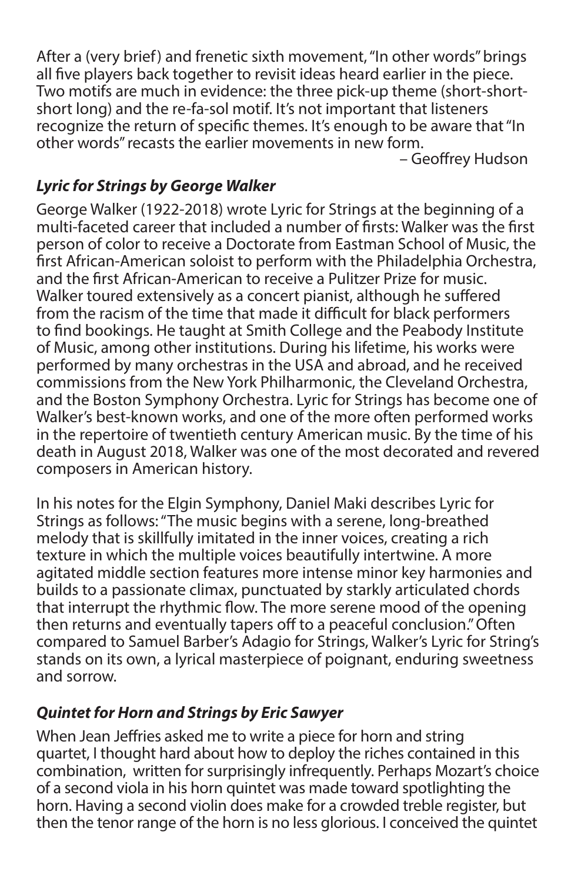After a (very brief) and frenetic sixth movement, "In other words" brings all five players back together to revisit ideas heard earlier in the piece. Two motifs are much in evidence: the three pick-up theme (short-short-short long) and the re-fa-sol motif. It's not important that listeners recognize the return of specific themes. It's enough to be aware that "In other words" recasts the earlier movements in new form.

– Geoffrey Hudson

### *Lyric for Strings by George Walker*

George Walker (1922-2018) wrote Lyric for Strings at the beginning of a multi-faceted career that included a number of firsts: Walker was the first person of color to receive a Doctorate from Eastman School of Music, the first African-American soloist to perform with the Philadelphia Orchestra, and the first African-American to receive a Pulitzer Prize for music. Walker toured extensively as a concert pianist, although he suffered from the racism of the time that made it difficult for black performers to find bookings. He taught at Smith College and the Peabody Institute of Music, among other institutions. During his lifetime, his works were performed by many orchestras in the USA and abroad, and he received commissions from the New York Philharmonic, the Cleveland Orchestra, and the Boston Symphony Orchestra. Lyric for Strings has become one of Walker's best-known works, and one of the more often performed works in the repertoire of twentieth century American music. By the time of his death in August 2018, Walker was one of the most decorated and revered composers in American history.

In his notes for the Elgin Symphony, Daniel Maki describes Lyric for Strings as follows: "The music begins with a serene, long-breathed melody that is skillfully imitated in the inner voices, creating a rich texture in which the multiple voices beautifully intertwine. A more agitated middle section features more intense minor key harmonies and builds to a passionate climax, punctuated by starkly articulated chords that interrupt the rhythmic flow. The more serene mood of the opening then returns and eventually tapers off to a peaceful conclusion." Often compared to Samuel Barber's Adagio for Strings, Walker's Lyric for String's stands on its own, a lyrical masterpiece of poignant, enduring sweetness and sorrow.

### *Quintet for Horn and Strings by Eric Sawyer*

When Jean Jeffries asked me to write a piece for horn and string quartet, I thought hard about how to deploy the riches contained in this combination, written for surprisingly infrequently. Perhaps Mozart's choice of a second viola in his horn quintet was made toward spotlighting the horn. Having a second violin does make for a crowded treble register, but then the tenor range of the horn is no less glorious. I conceived the quintet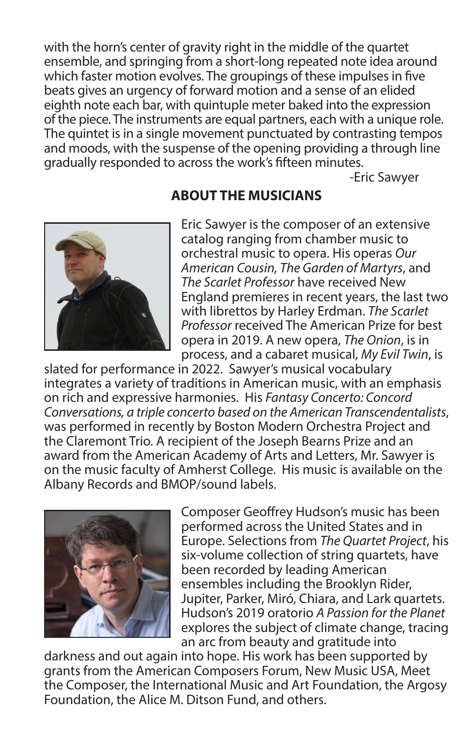with the horn's center of gravity right in the middle of the quartet ensemble, and springing from a short-long repeated note idea around which faster motion evolves. The groupings of these impulses in five beats gives an urgency of forward motion and a sense of an elided eighth note each bar, with quintuple meter baked into the expression of the piece. The instruments are equal partners, each with a unique role. The quintet is in a single movement punctuated by contrasting tempos and moods, with the suspense of the opening providing a through line gradually responded to across the work's fifteen minutes.

-Eric Sawyer

## ABOUT THE MUSICIANS

Eric Sawyer is the composer of an extensive catalog ranging from chamber music to orchestral music to opera. His operas *Our American Cousin, The Garden of Martyrs*, and *The Scarlet Professor* have received New England premieres in recent years, the last two with librettos by Harley Erdman. *The Scarlet Professor* received The American Prize for best opera in 2019. A new opera, *The Onion*, is in process, and a cabaret musical, *My Evil Twin*, is slated for performance in 2022. Sawyer's musical vocabulary integrates a variety of traditions in American music, with an emphasis on rich and expressive harmonies. His *Fantasy Concerto: Concord Conversations, a triple concerto based on the American Transcendentalists*, was performed in recently by Boston Modern Orchestra Project and the Claremont Trio. A recipient of the Joseph Bearns Prize and an award from the American Academy of Arts and Letters, Mr. Sawyer is on the music faculty of Amherst College. His music is available on the Albany Records and BMOP/sound labels.

Composer Geoffrey Hudson's music has been performed across the United States and in Europe. Selections from *The Quartet Project*, his six-volume collection of string quartets, have been recorded by leading American ensembles including the Brooklyn Rider, Jupiter, Parker, Miró, Chiara, and Lark quartets. Hudson's 2019 oratorio *A Passion for the Planet* explores the subject of climate change, tracing an arc from beauty and gratitude into darkness and out again into hope. His work has been supported by grants from the American Composers Forum, New Music USA, Meet the Composer, the International Music and Art Foundation, the Argosy Foundation, the Alice M. Ditson Fund, and others.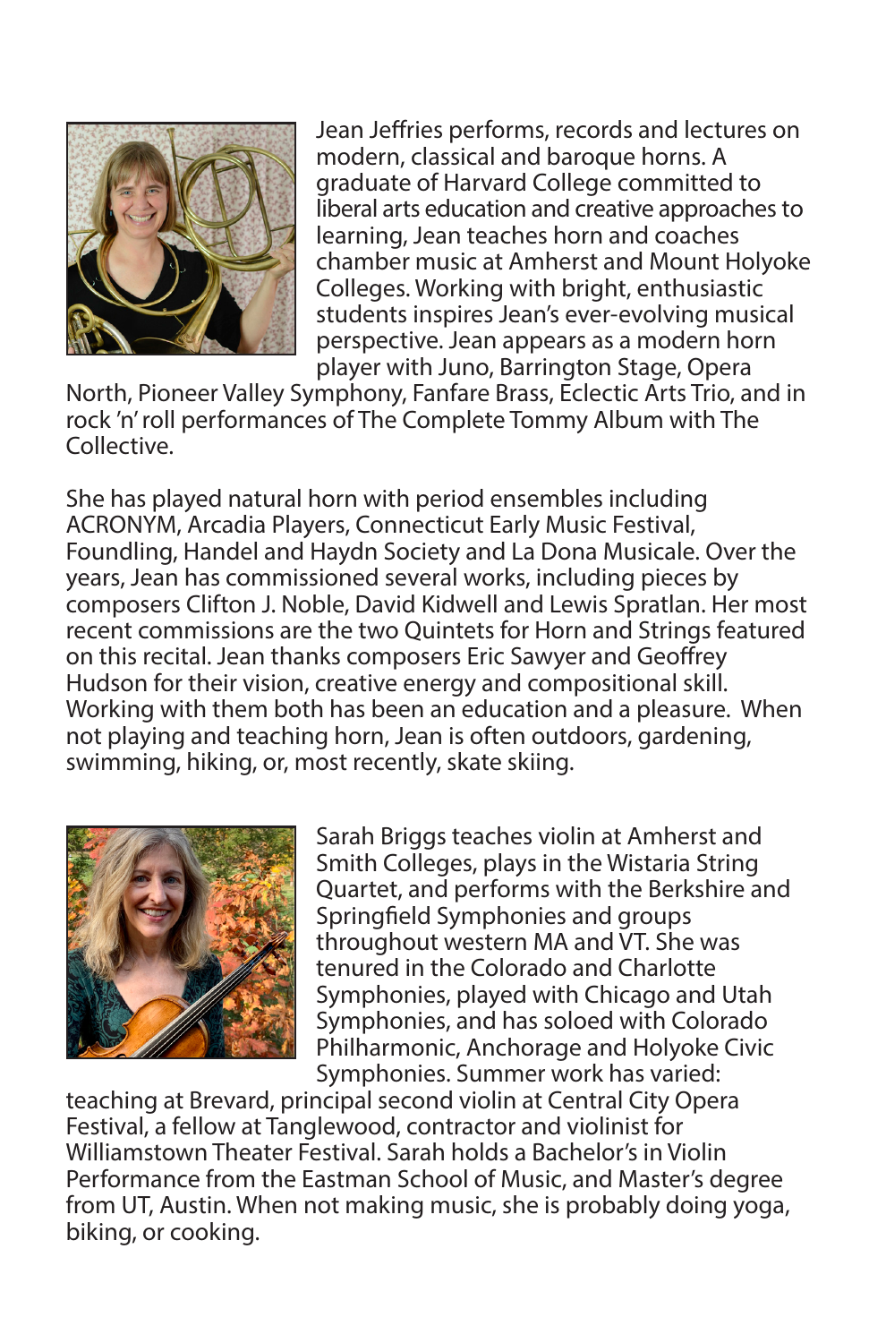Jean Jeffries performs, records and lectures on modern, classical and baroque horns. A graduate of Harvard College committed to liberal arts education and creative approaches to learning, Jean teaches horn and coaches chamber music at Amherst and Mount Holyoke Colleges. Working with bright, enthusiastic students inspires Jean's ever-evolving musical perspective. Jean appears as a modern horn player with Juno, Barrington Stage, Opera North, Pioneer Valley Symphony, Fanfare Brass, Eclectic Arts Trio, and in rock 'n' roll performances of The Complete Tommy Album with The Collective.

She has played natural horn with period ensembles including ACRONYM, Arcadia Players, Connecticut Early Music Festival, Foundling, Handel and Haydn Society and La Dona Musicale. Over the years, Jean has commissioned several works, including pieces by composers Clifton J. Noble, David Kidwell and Lewis Spratlan. Her most recent commissions are the two Quintets for Horn and Strings featured on this recital. Jean thanks composers Eric Sawyer and Geoffrey Hudson for their vision, creative energy and compositional skill. Working with them both has been an education and a pleasure. When not playing and teaching horn, Jean is often outdoors, gardening, swimming, hiking, or, most recently, skate skiing.

Sarah Briggs teaches violin at Amherst and Smith Colleges, plays in the Wistaria String Quartet, and performs with the Berkshire and Springfield Symphonies and groups throughout western MA and VT. She was tenured in the Colorado and Charlotte Symphonies, played with Chicago and Utah Symphonies, and has soloed with Colorado Philharmonic, Anchorage and Holyoke Civic Symphonies. Summer work has varied: teaching at Brevard, principal second violin at Central City Opera Festival, a fellow at Tanglewood, contractor and violinist for Williamstown Theater Festival. Sarah holds a Bachelor's in Violin Performance from the Eastman School of Music, and Master's degree from UT, Austin. When not making music, she is probably doing yoga, biking, or cooking.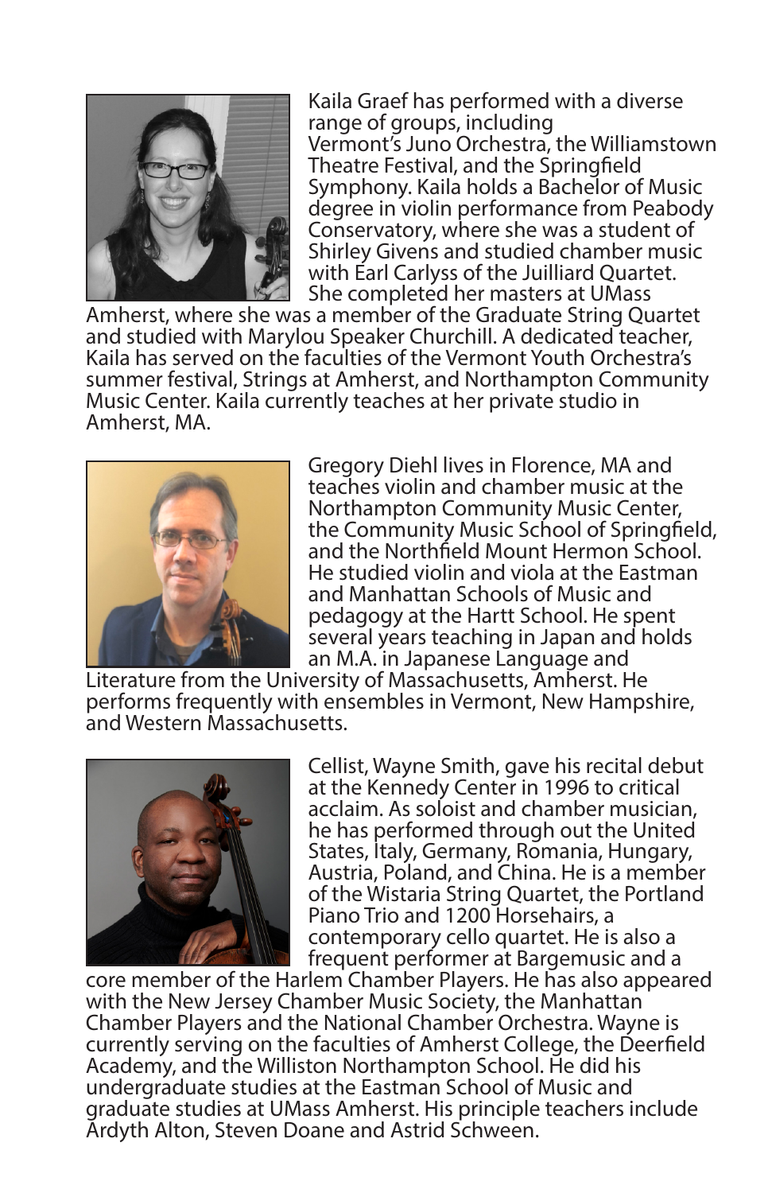Kaila Graef has performed with a diverse range of groups, including Vermont's Juno Orchestra, the Williamstown Theatre Festival, and the Springfield Symphony. Kaila holds a Bachelor of Music degree in violin performance from Peabody Conservatory, where she was a student of Shirley Givens and studied chamber music with Earl Carlyss of the Juilliard Quartet. She completed her masters at UMass Amherst, where she was a member of the Graduate String Quartet and studied with Marylou Speaker Churchill. A dedicated teacher, Kaila has served on the faculties of the Vermont Youth Orchestra's summer festival, Strings at Amherst, and Northampton Community Music Center. Kaila currently teaches at her private studio in Amherst, MA.

Gregory Diehl lives in Florence, MA and teaches violin and chamber music at the Northampton Community Music Center, the Community Music School of Springfield, and the Northfield Mount Hermon School. He studied violin and viola at the Eastman and Manhattan Schools of Music and pedagogy at the Hartt School. He spent several years teaching in Japan and holds an M.A. in Japanese Language and Literature from the University of Massachusetts, Amherst. He performs frequently with ensembles in Vermont, New Hampshire, and Western Massachusetts.

Cellist, Wayne Smith, gave his recital debut at the Kennedy Center in 1996 to critical acclaim. As soloist and chamber musician, he has performed through out the United States, Italy, Germany, Romania, Hungary, Austria, Poland, and China. He is a member of the Wistaria String Quartet, the Portland Piano Trio and 1200 Horsehairs, a contemporary cello quartet. He is also a frequent performer at Bargemusic and a core member of the Harlem Chamber Players. He has also appeared with the New Jersey Chamber Music Society, the Manhattan Chamber Players and the National Chamber Orchestra. Wayne is currently serving on the faculties of Amherst College, the Deerfield Academy, and the Williston Northampton School. He did his undergraduate studies at the Eastman School of Music and graduate studies at UMass Amherst. His principle teachers include Ardyth Alton, Steven Doane and Astrid Schween.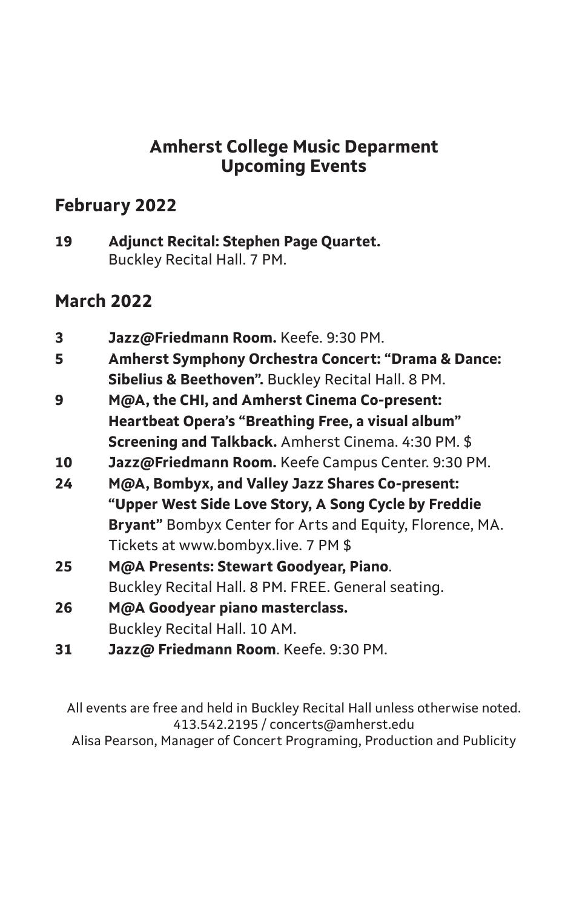## Amherst College Music Deparment
## Upcoming Events

### February 2022

**19** **Adjunct Recital: Stephen Page Quartet.**
Buckley Recital Hall. 7 PM.

### March 2022

**3** **Jazz@Friedmann Room.** Keefe. 9:30 PM.

**5** **Amherst Symphony Orchestra Concert: "Drama & Dance: Sibelius & Beethoven".** Buckley Recital Hall. 8 PM.

**9** **M@A, the CHI, and Amherst Cinema Co-present: Heartbeat Opera's "Breathing Free, a visual album" Screening and Talkback.** Amherst Cinema. 4:30 PM. $

**10** **Jazz@Friedmann Room.** Keefe Campus Center. 9:30 PM.

**24** **M@A, Bombyx, and Valley Jazz Shares Co-present: "Upper West Side Love Story, A Song Cycle by Freddie Bryant"** Bombyx Center for Arts and Equity, Florence, MA. Tickets at www.bombyx.live. 7 PM $

**25** **M@A Presents: Stewart Goodyear, Piano**.
Buckley Recital Hall. 8 PM. FREE. General seating.

**26** **M@A Goodyear piano masterclass.**
Buckley Recital Hall. 10 AM.

**31** **Jazz@ Friedmann Room**. Keefe. 9:30 PM.

All events are free and held in Buckley Recital Hall unless otherwise noted.
413.542.2195 / concerts@amherst.edu
Alisa Pearson, Manager of Concert Programing, Production and Publicity